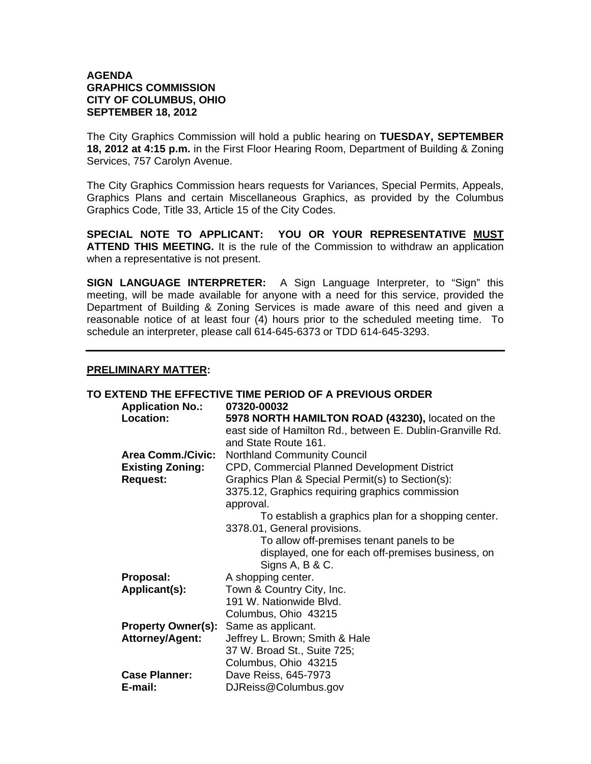**AGENDA**
**GRAPHICS COMMISSION**
**CITY OF COLUMBUS, OHIO**
**SEPTEMBER 18, 2012**

The City Graphics Commission will hold a public hearing on **TUESDAY, SEPTEMBER 18, 2012 at 4:15 p.m.** in the First Floor Hearing Room, Department of Building & Zoning Services, 757 Carolyn Avenue.

The City Graphics Commission hears requests for Variances, Special Permits, Appeals, Graphics Plans and certain Miscellaneous Graphics, as provided by the Columbus Graphics Code, Title 33, Article 15 of the City Codes.

**SPECIAL NOTE TO APPLICANT: YOU OR YOUR REPRESENTATIVE MUST ATTEND THIS MEETING.** It is the rule of the Commission to withdraw an application when a representative is not present.

**SIGN LANGUAGE INTERPRETER:** A Sign Language Interpreter, to "Sign" this meeting, will be made available for anyone with a need for this service, provided the Department of Building & Zoning Services is made aware of this need and given a reasonable notice of at least four (4) hours prior to the scheduled meeting time. To schedule an interpreter, please call 614-645-6373 or TDD 614-645-3293.

---

**PRELIMINARY MATTER:**

**TO EXTEND THE EFFECTIVE TIME PERIOD OF A PREVIOUS ORDER**

**Application No.:** **07320-00032**

**Location:** **5978 NORTH HAMILTON ROAD (43230),** located on the east side of Hamilton Rd., between E. Dublin-Granville Rd. and State Route 161.

**Area Comm./Civic:** Northland Community Council

**Existing Zoning:** CPD, Commercial Planned Development District

**Request:** Graphics Plan & Special Permit(s) to Section(s):
3375.12, Graphics requiring graphics commission approval.
 To establish a graphics plan for a shopping center.
3378.01, General provisions.
 To allow off-premises tenant panels to be displayed, one for each off-premises business, on Signs A, B & C.

**Proposal:** A shopping center.

**Applicant(s):** Town & Country City, Inc.
191 W. Nationwide Blvd.
Columbus, Ohio 43215

**Property Owner(s):** Same as applicant.

**Attorney/Agent:** Jeffrey L. Brown; Smith & Hale
37 W. Broad St., Suite 725;
Columbus, Ohio 43215

**Case Planner:** Dave Reiss, 645-7973

**E-mail:** DJReiss@Columbus.gov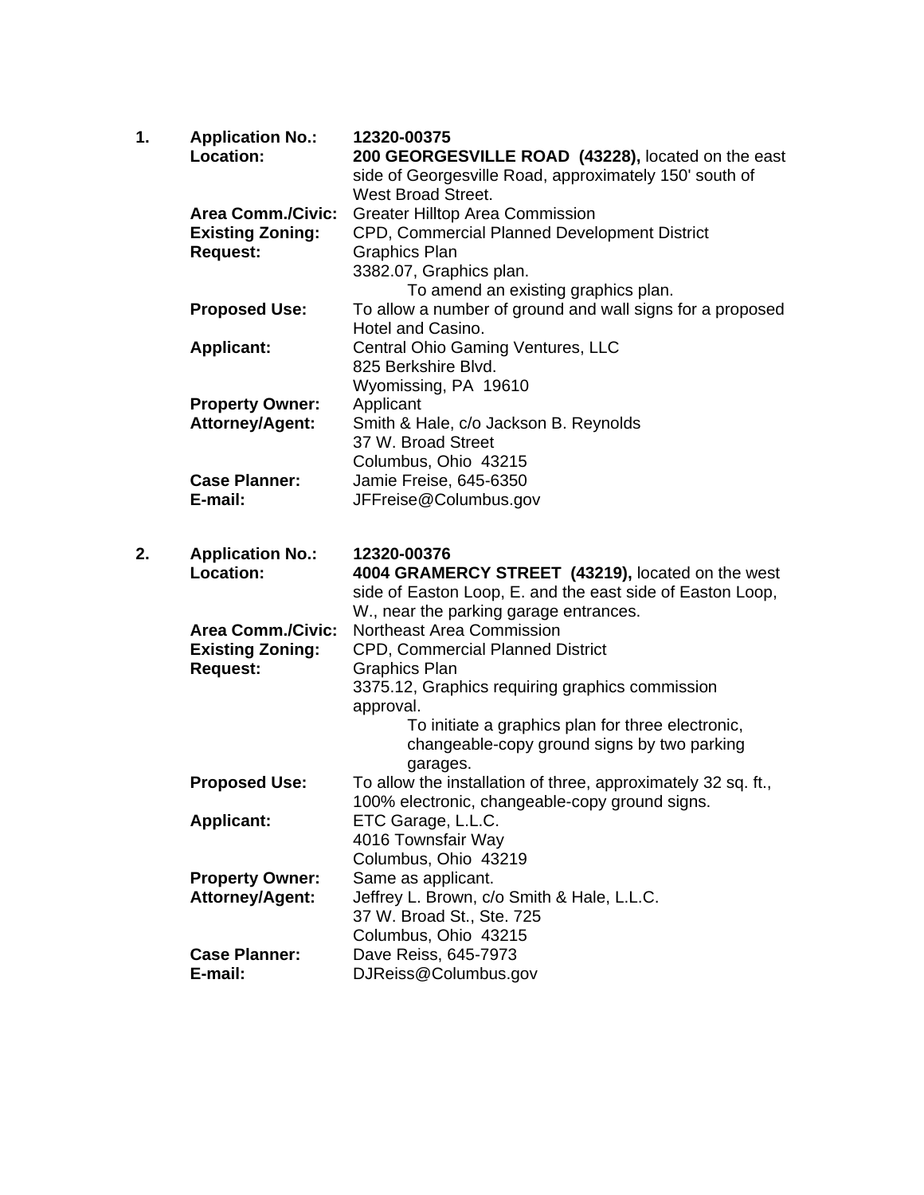1. **Application No.:** **12320-00375**

   **Location:** **200 GEORGESVILLE ROAD (43228),** located on the east side of Georgesville Road, approximately 150' south of West Broad Street.

   **Area Comm./Civic:** Greater Hilltop Area Commission

   **Existing Zoning:** CPD, Commercial Planned Development District

   **Request:** Graphics Plan
   3382.07, Graphics plan.
   To amend an existing graphics plan.

   **Proposed Use:** To allow a number of ground and wall signs for a proposed Hotel and Casino.

   **Applicant:** Central Ohio Gaming Ventures, LLC
   825 Berkshire Blvd.
   Wyomissing, PA 19610

   **Property Owner:** Applicant

   **Attorney/Agent:** Smith & Hale, c/o Jackson B. Reynolds
   37 W. Broad Street
   Columbus, Ohio 43215

   **Case Planner:** Jamie Freise, 645-6350

   **E-mail:** JFFreise@Columbus.gov

2. **Application No.:** **12320-00376**

   **Location:** **4004 GRAMERCY STREET (43219),** located on the west side of Easton Loop, E. and the east side of Easton Loop, W., near the parking garage entrances.

   **Area Comm./Civic:** Northeast Area Commission

   **Existing Zoning:** CPD, Commercial Planned District

   **Request:** Graphics Plan
   3375.12, Graphics requiring graphics commission approval.
   To initiate a graphics plan for three electronic, changeable-copy ground signs by two parking garages.

   **Proposed Use:** To allow the installation of three, approximately 32 sq. ft., 100% electronic, changeable-copy ground signs.

   **Applicant:** ETC Garage, L.L.C.
   4016 Townsfair Way
   Columbus, Ohio 43219

   **Property Owner:** Same as applicant.

   **Attorney/Agent:** Jeffrey L. Brown, c/o Smith & Hale, L.L.C.
   37 W. Broad St., Ste. 725
   Columbus, Ohio 43215

   **Case Planner:** Dave Reiss, 645-7973

   **E-mail:** DJReiss@Columbus.gov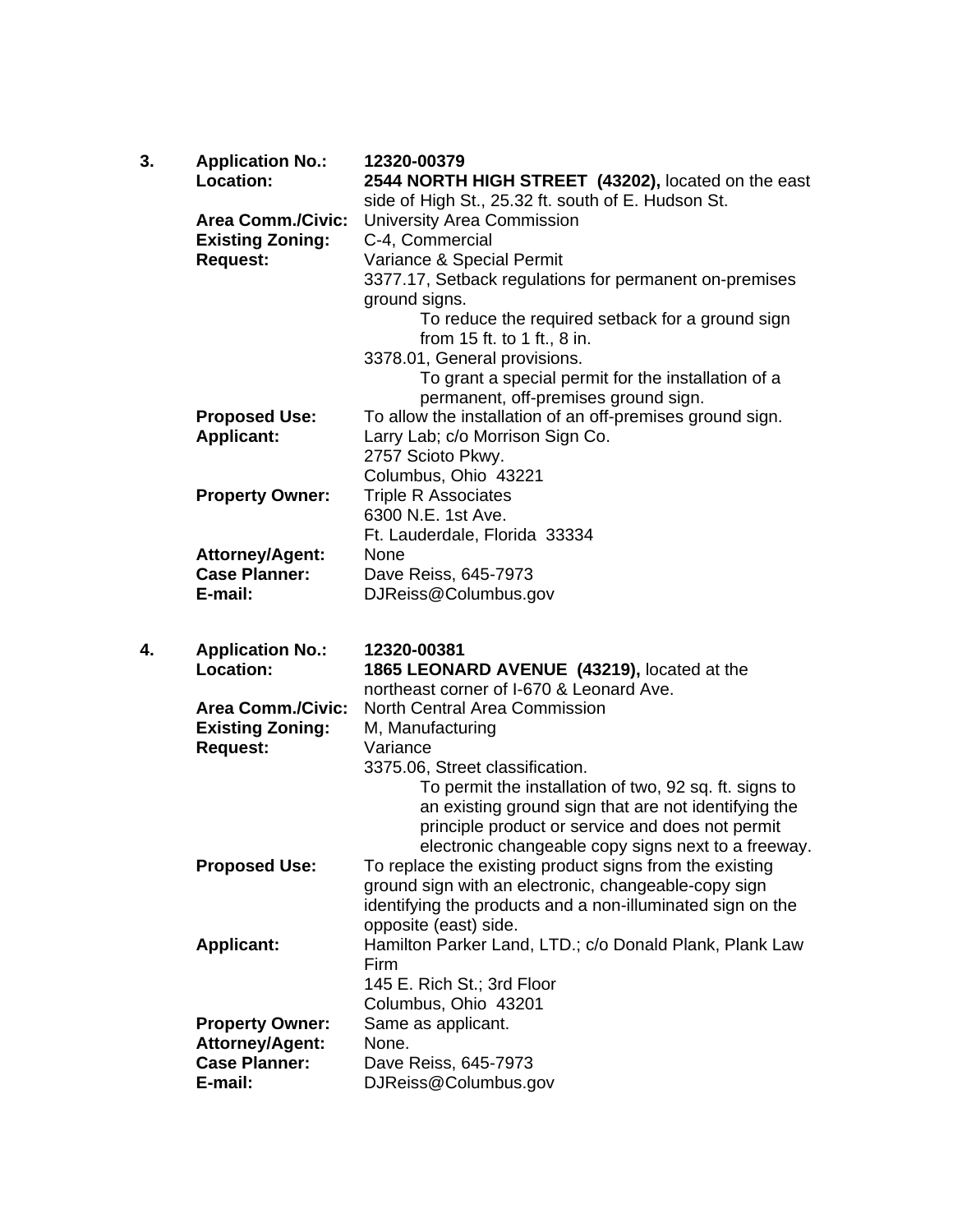3. **Application No.:** **12320-00379**

**Location:** **2544 NORTH HIGH STREET (43202),** located on the east side of High St., 25.32 ft. south of E. Hudson St.

**Area Comm./Civic:** University Area Commission

**Existing Zoning:** C-4, Commercial

**Request:** Variance & Special Permit

3377.17, Setback regulations for permanent on-premises ground signs.

To reduce the required setback for a ground sign from 15 ft. to 1 ft., 8 in.

3378.01, General provisions.

To grant a special permit for the installation of a permanent, off-premises ground sign.

**Proposed Use:** To allow the installation of an off-premises ground sign.

**Applicant:** Larry Lab; c/o Morrison Sign Co.
2757 Scioto Pkwy.
Columbus, Ohio 43221

**Property Owner:** Triple R Associates
6300 N.E. 1st Ave.
Ft. Lauderdale, Florida 33334

**Attorney/Agent:** None

**Case Planner:** Dave Reiss, 645-7973

**E-mail:** DJReiss@Columbus.gov

4. **Application No.:** **12320-00381**

**Location:** **1865 LEONARD AVENUE (43219),** located at the northeast corner of I-670 & Leonard Ave.

**Area Comm./Civic:** North Central Area Commission

**Existing Zoning:** M, Manufacturing

**Request:** Variance

3375.06, Street classification.

To permit the installation of two, 92 sq. ft. signs to an existing ground sign that are not identifying the principle product or service and does not permit electronic changeable copy signs next to a freeway.

**Proposed Use:** To replace the existing product signs from the existing ground sign with an electronic, changeable-copy sign identifying the products and a non-illuminated sign on the opposite (east) side.

**Applicant:** Hamilton Parker Land, LTD.; c/o Donald Plank, Plank Law Firm
145 E. Rich St.; 3rd Floor
Columbus, Ohio 43201

**Property Owner:** Same as applicant.

**Attorney/Agent:** None.

**Case Planner:** Dave Reiss, 645-7973

**E-mail:** DJReiss@Columbus.gov